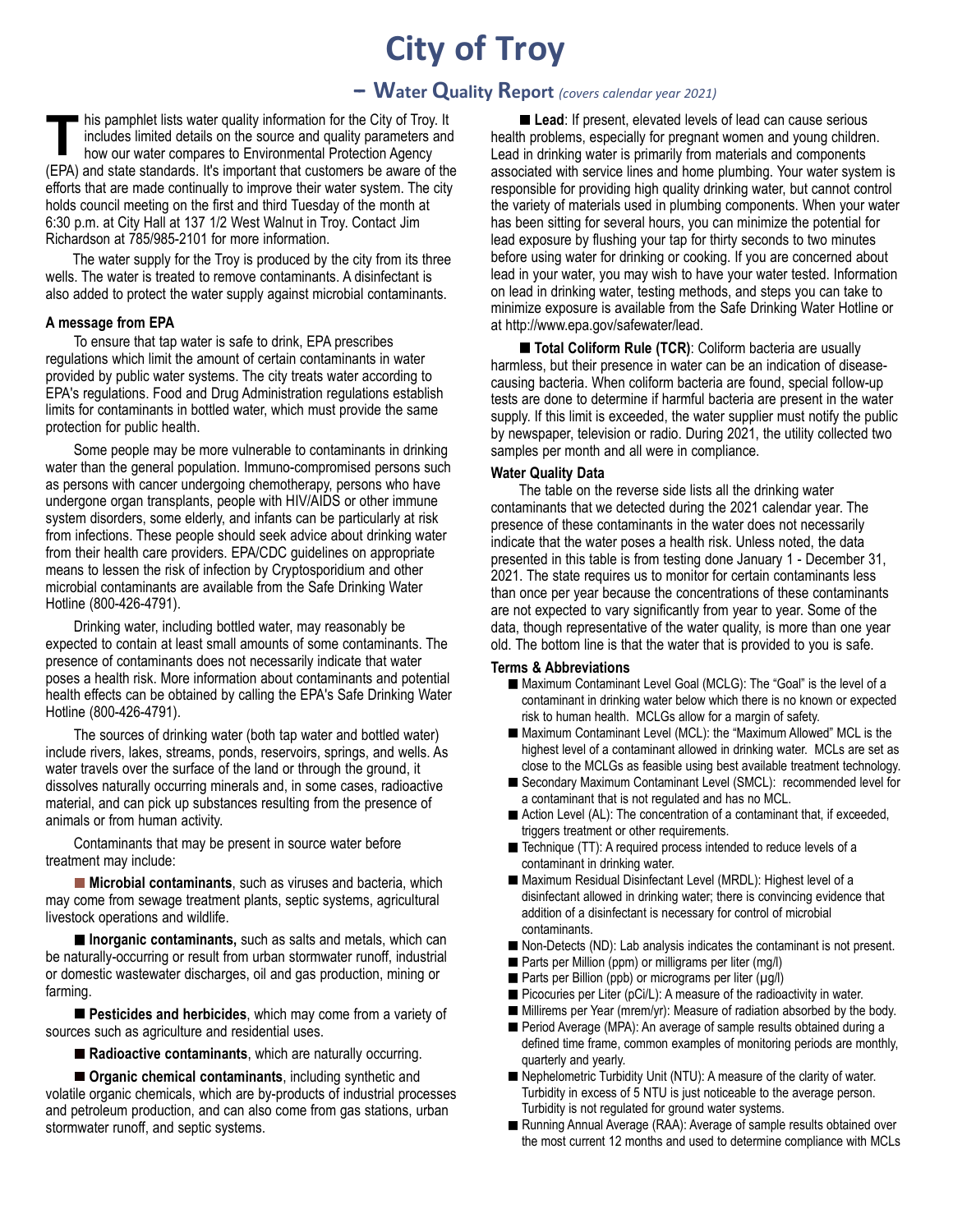# City of Troy

## – Water Quality Report *(covers calendar year 2021)*

This pamphlet lists water quality information for the City of Troy. It includes limited details on the source and quality parameters and how our water compares to Environmental Protection Agency (EPA) and state standards. It's important that customers be aware of the efforts that are made continually to improve their water system. The city holds council meeting on the first and third Tuesday of the month at 6:30 p.m. at City Hall at 137 1/2 West Walnut in Troy. Contact Jim Richardson at 785/985-2101 for more information.

The water supply for the Troy is produced by the city from its three wells. The water is treated to remove contaminants. A disinfectant is also added to protect the water supply against microbial contaminants.

**A message from EPA**

To ensure that tap water is safe to drink, EPA prescribes regulations which limit the amount of certain contaminants in water provided by public water systems. The city treats water according to EPA's regulations. Food and Drug Administration regulations establish limits for contaminants in bottled water, which must provide the same protection for public health.

Some people may be more vulnerable to contaminants in drinking water than the general population. Immuno-compromised persons such as persons with cancer undergoing chemotherapy, persons who have undergone organ transplants, people with HIV/AIDS or other immune system disorders, some elderly, and infants can be particularly at risk from infections. These people should seek advice about drinking water from their health care providers. EPA/CDC guidelines on appropriate means to lessen the risk of infection by Cryptosporidium and other microbial contaminants are available from the Safe Drinking Water Hotline (800-426-4791).

Drinking water, including bottled water, may reasonably be expected to contain at least small amounts of some contaminants. The presence of contaminants does not necessarily indicate that water poses a health risk. More information about contaminants and potential health effects can be obtained by calling the EPA's Safe Drinking Water Hotline (800-426-4791).

The sources of drinking water (both tap water and bottled water) include rivers, lakes, streams, ponds, reservoirs, springs, and wells. As water travels over the surface of the land or through the ground, it dissolves naturally occurring minerals and, in some cases, radioactive material, and can pick up substances resulting from the presence of animals or from human activity.

Contaminants that may be present in source water before treatment may include:

- **Microbial contaminants**, such as viruses and bacteria, which may come from sewage treatment plants, septic systems, agricultural livestock operations and wildlife.
- **Inorganic contaminants,** such as salts and metals, which can be naturally-occurring or result from urban stormwater runoff, industrial or domestic wastewater discharges, oil and gas production, mining or farming.
- **Pesticides and herbicides**, which may come from a variety of sources such as agriculture and residential uses.
- **Radioactive contaminants**, which are naturally occurring.
- **Organic chemical contaminants**, including synthetic and volatile organic chemicals, which are by-products of industrial processes and petroleum production, and can also come from gas stations, urban stormwater runoff, and septic systems.

**Lead**: If present, elevated levels of lead can cause serious health problems, especially for pregnant women and young children. Lead in drinking water is primarily from materials and components associated with service lines and home plumbing. Your water system is responsible for providing high quality drinking water, but cannot control the variety of materials used in plumbing components. When your water has been sitting for several hours, you can minimize the potential for lead exposure by flushing your tap for thirty seconds to two minutes before using water for drinking or cooking. If you are concerned about lead in your water, you may wish to have your water tested. Information on lead in drinking water, testing methods, and steps you can take to minimize exposure is available from the Safe Drinking Water Hotline or at http://www.epa.gov/safewater/lead.

**Total Coliform Rule (TCR)**: Coliform bacteria are usually harmless, but their presence in water can be an indication of disease-causing bacteria. When coliform bacteria are found, special follow-up tests are done to determine if harmful bacteria are present in the water supply. If this limit is exceeded, the water supplier must notify the public by newspaper, television or radio. During 2021, the utility collected two samples per month and all were in compliance.

**Water Quality Data**

The table on the reverse side lists all the drinking water contaminants that we detected during the 2021 calendar year. The presence of these contaminants in the water does not necessarily indicate that the water poses a health risk. Unless noted, the data presented in this table is from testing done January 1 - December 31, 2021. The state requires us to monitor for certain contaminants less than once per year because the concentrations of these contaminants are not expected to vary significantly from year to year. Some of the data, though representative of the water quality, is more than one year old. The bottom line is that the water that is provided to you is safe.

**Terms & Abbreviations**

- Maximum Contaminant Level Goal (MCLG): The "Goal" is the level of a contaminant in drinking water below which there is no known or expected risk to human health. MCLGs allow for a margin of safety.
- Maximum Contaminant Level (MCL): the "Maximum Allowed" MCL is the highest level of a contaminant allowed in drinking water. MCLs are set as close to the MCLGs as feasible using best available treatment technology.
- Secondary Maximum Contaminant Level (SMCL): recommended level for a contaminant that is not regulated and has no MCL.
- Action Level (AL): The concentration of a contaminant that, if exceeded, triggers treatment or other requirements.
- Technique (TT): A required process intended to reduce levels of a contaminant in drinking water.
- Maximum Residual Disinfectant Level (MRDL): Highest level of a disinfectant allowed in drinking water; there is convincing evidence that addition of a disinfectant is necessary for control of microbial contaminants.
- Non-Detects (ND): Lab analysis indicates the contaminant is not present.
- Parts per Million (ppm) or milligrams per liter (mg/l)
- Parts per Billion (ppb) or micrograms per liter (µg/l)
- Picocuries per Liter (pCi/L): A measure of the radioactivity in water.
- Millirems per Year (mrem/yr): Measure of radiation absorbed by the body.
- Period Average (MPA): An average of sample results obtained during a defined time frame, common examples of monitoring periods are monthly, quarterly and yearly.
- Nephelometric Turbidity Unit (NTU): A measure of the clarity of water. Turbidity in excess of 5 NTU is just noticeable to the average person. Turbidity is not regulated for ground water systems.
- Running Annual Average (RAA): Average of sample results obtained over the most current 12 months and used to determine compliance with MCLs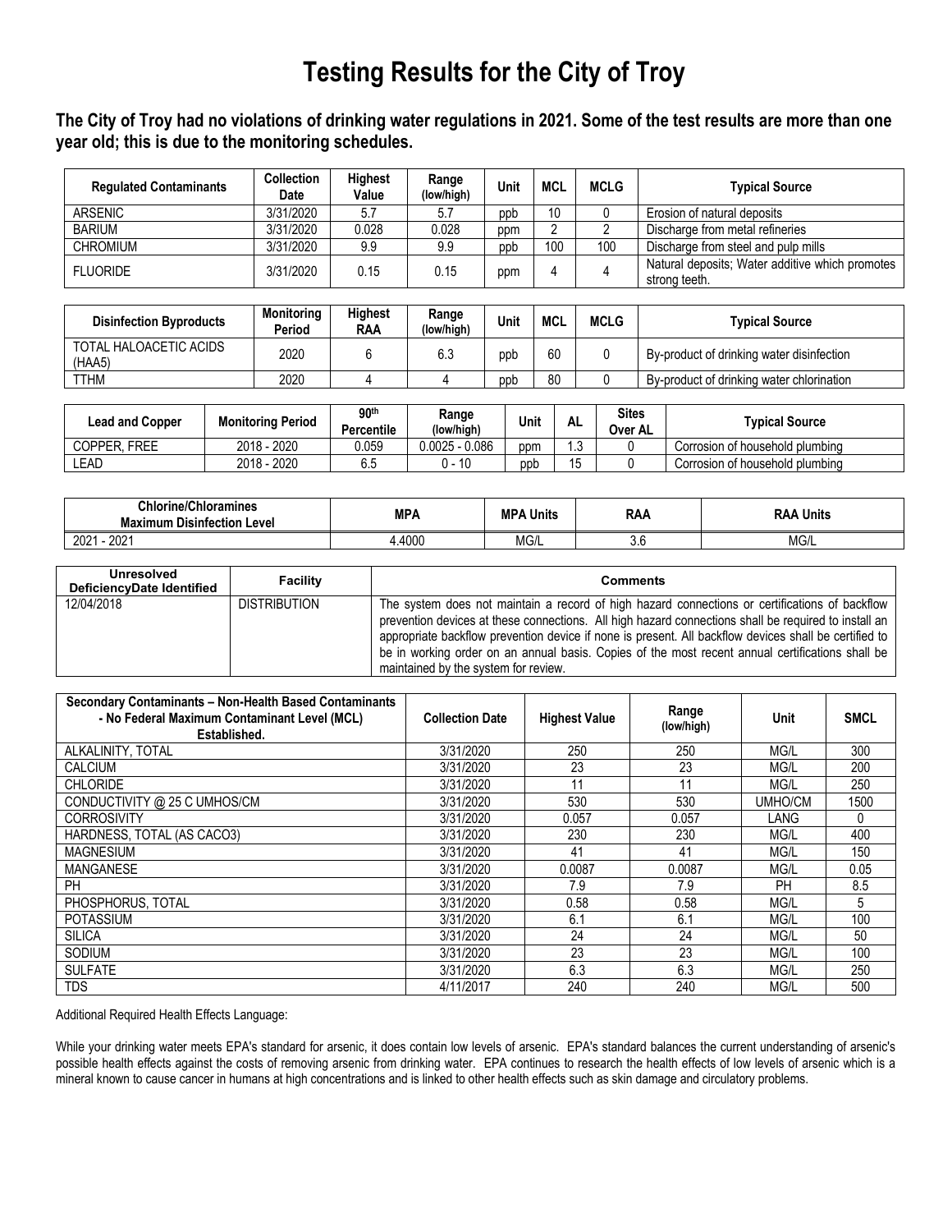# Testing Results for the City of Troy

**The City of Troy had no violations of drinking water regulations in 2021. Some of the test results are more than one year old; this is due to the monitoring schedules.**

| Regulated Contaminants | Collection Date | Highest Value | Range (low/high) | Unit | MCL | MCLG | Typical Source |
|---|---|---|---|---|---|---|---|
| ARSENIC | 3/31/2020 | 5.7 | 5.7 | ppb | 10 | 0 | Erosion of natural deposits |
| BARIUM | 3/31/2020 | 0.028 | 0.028 | ppm | 2 | 2 | Discharge from metal refineries |
| CHROMIUM | 3/31/2020 | 9.9 | 9.9 | ppb | 100 | 100 | Discharge from steel and pulp mills |
| FLUORIDE | 3/31/2020 | 0.15 | 0.15 | ppm | 4 | 4 | Natural deposits; Water additive which promotes strong teeth. |

| Disinfection Byproducts | Monitoring Period | Highest RAA | Range (low/high) | Unit | MCL | MCLG | Typical Source |
|---|---|---|---|---|---|---|---|
| TOTAL HALOACETIC ACIDS (HAA5) | 2020 | 6 | 6.3 | ppb | 60 | 0 | By-product of drinking water disinfection |
| TTHM | 2020 | 4 | 4 | ppb | 80 | 0 | By-product of drinking water chlorination |

| Lead and Copper | Monitoring Period | 90th Percentile | Range (low/high) | Unit | AL | Sites Over AL | Typical Source |
|---|---|---|---|---|---|---|---|
| COPPER, FREE | 2018 - 2020 | 0.059 | 0.0025 - 0.086 | ppm | 1.3 | 0 | Corrosion of household plumbing |
| LEAD | 2018 - 2020 | 6.5 | 0 - 10 | ppb | 15 | 0 | Corrosion of household plumbing |

| Chlorine/Chloramines Maximum Disinfection Level | MPA | MPA Units | RAA | RAA Units |
|---|---|---|---|---|
| 2021 - 2021 | 4.4000 | MG/L | 3.6 | MG/L |

| Unresolved DeficiencyDate Identified | Facility | Comments |
|---|---|---|
| 12/04/2018 | DISTRIBUTION | The system does not maintain a record of high hazard connections or certifications of backflow prevention devices at these connections. All high hazard connections shall be required to install an appropriate backflow prevention device if none is present. All backflow devices shall be certified to be in working order on an annual basis. Copies of the most recent annual certifications shall be maintained by the system for review. |

| Secondary Contaminants – Non-Health Based Contaminants - No Federal Maximum Contaminant Level (MCL) Established. | Collection Date | Highest Value | Range (low/high) | Unit | SMCL |
|---|---|---|---|---|---|
| ALKALINITY, TOTAL | 3/31/2020 | 250 | 250 | MG/L | 300 |
| CALCIUM | 3/31/2020 | 23 | 23 | MG/L | 200 |
| CHLORIDE | 3/31/2020 | 11 | 11 | MG/L | 250 |
| CONDUCTIVITY @ 25 C UMHOS/CM | 3/31/2020 | 530 | 530 | UMHO/CM | 1500 |
| CORROSIVITY | 3/31/2020 | 0.057 | 0.057 | LANG | 0 |
| HARDNESS, TOTAL (AS CACO3) | 3/31/2020 | 230 | 230 | MG/L | 400 |
| MAGNESIUM | 3/31/2020 | 41 | 41 | MG/L | 150 |
| MANGANESE | 3/31/2020 | 0.0087 | 0.0087 | MG/L | 0.05 |
| PH | 3/31/2020 | 7.9 | 7.9 | PH | 8.5 |
| PHOSPHORUS, TOTAL | 3/31/2020 | 0.58 | 0.58 | MG/L | 5 |
| POTASSIUM | 3/31/2020 | 6.1 | 6.1 | MG/L | 100 |
| SILICA | 3/31/2020 | 24 | 24 | MG/L | 50 |
| SODIUM | 3/31/2020 | 23 | 23 | MG/L | 100 |
| SULFATE | 3/31/2020 | 6.3 | 6.3 | MG/L | 250 |
| TDS | 4/11/2017 | 240 | 240 | MG/L | 500 |

Additional Required Health Effects Language:

While your drinking water meets EPA's standard for arsenic, it does contain low levels of arsenic. EPA's standard balances the current understanding of arsenic's possible health effects against the costs of removing arsenic from drinking water. EPA continues to research the health effects of low levels of arsenic which is a mineral known to cause cancer in humans at high concentrations and is linked to other health effects such as skin damage and circulatory problems.